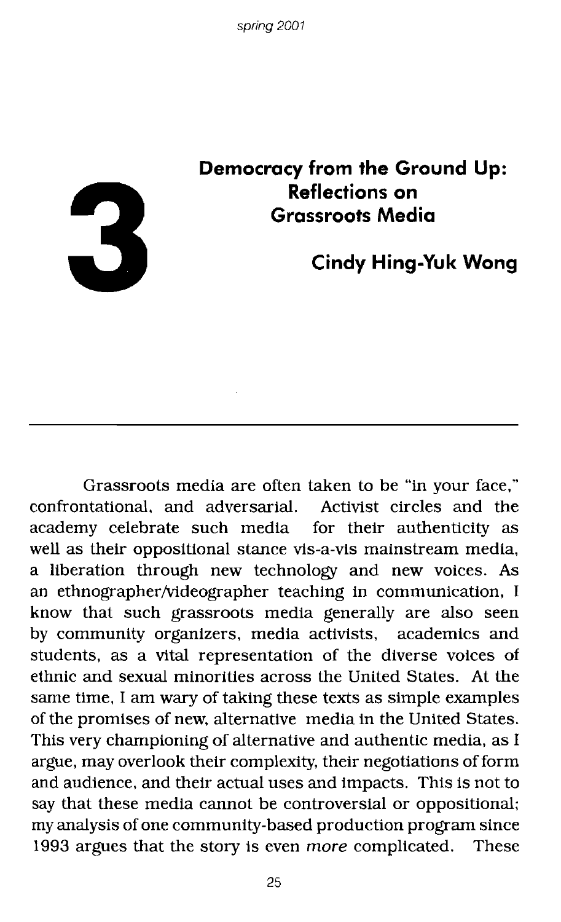# 3

## Democracy from the Ground Up: Reflections on Grassroots Media

### Cindy Hing-Yuk Wong

---

Grassroots media are often taken to be "in your face," confrontational, and adversarial. Activist circles and the academy celebrate such media for their authenticity as well as their oppositional stance vis-a-vis mainstream media, a liberation through new technology and new voices. As an ethnographer/videographer teaching in communication, I know that such grassroots media generally are also seen by community organizers, media activists, academics and students, as a vital representation of the diverse voices of ethnic and sexual minorities across the United States. At the same time, I am wary of taking these texts as simple examples of the promises of new, alternative media in the United States. This very championing of alternative and authentic media, as I argue, may overlook their complexity, their negotiations of form and audience, and their actual uses and impacts. This is not to say that these media cannot be controversial or oppositional; my analysis of one community-based production program since 1993 argues that the story is even *more* complicated. These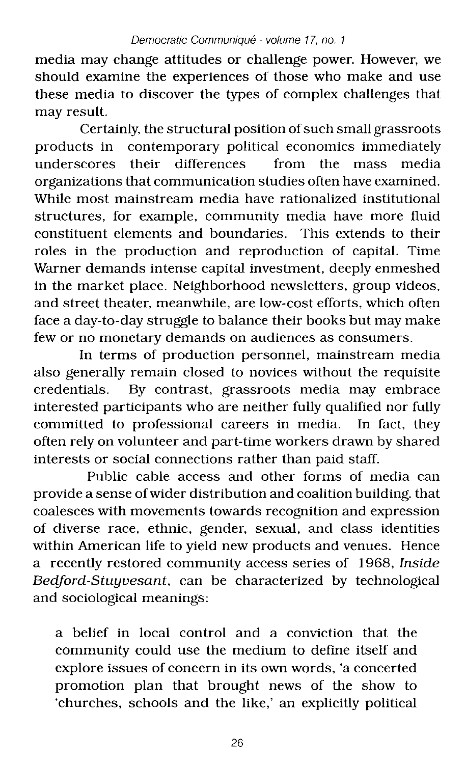media may change attitudes or challenge power. However, we should examine the experiences of those who make and use these media to discover the types of complex challenges that may result.

Certainly, the structural position of such small grassroots products in contemporary political economics immediately underscores their differences from the mass media organizations that communication studies often have examined. While most mainstream media have rationalized institutional structures, for example, community media have more fluid constituent elements and boundaries. This extends to their roles in the production and reproduction of capital. Time Warner demands intense capital investment, deeply enmeshed in the market place. Neighborhood newsletters, group videos, and street theater, meanwhile, are low-cost efforts, which often face a day-to-day struggle to balance their books but may make few or no monetary demands on audiences as consumers.

In terms of production personnel, mainstream media also generally remain closed to novices without the requisite credentials. By contrast, grassroots media may embrace interested participants who are neither fully qualified nor fully committed to professional careers in media. In fact, they often rely on volunteer and part-time workers drawn by shared interests or social connections rather than paid staff.

Public cable access and other forms of media can provide a sense of wider distribution and coalition building. that coalesces with movements towards recognition and expression of diverse race, ethnic, gender, sexual, and class identities within American life to yield new products and venues. Hence a recently restored community access series of 1968, *Inside Bedford-Stuyvesant*, can be characterized by technological and sociological meanings:

> a belief in local control and a conviction that the community could use the medium to define itself and explore issues of concern in its own words, 'a concerted promotion plan that brought news of the show to 'churches, schools and the like,' an explicitly political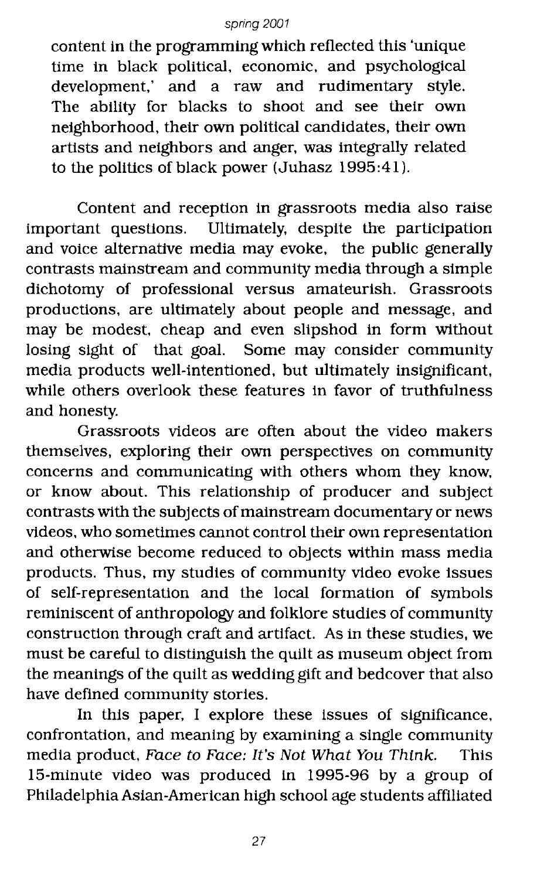content in the programming which reflected this 'unique time in black political, economic, and psychological development,' and a raw and rudimentary style. The ability for blacks to shoot and see their own neighborhood, their own political candidates, their own artists and neighbors and anger, was integrally related to the politics of black power (Juhasz 1995:41).

Content and reception in grassroots media also raise important questions. Ultimately, despite the participation and voice alternative media may evoke, the public generally contrasts mainstream and community media through a simple dichotomy of professional versus amateurish. Grassroots productions, are ultimately about people and message, and may be modest, cheap and even slipshod in form without losing sight of that goal. Some may consider community media products well-intentioned, but ultimately insignificant, while others overlook these features in favor of truthfulness and honesty.

Grassroots videos are often about the video makers themselves, exploring their own perspectives on community concerns and communicating with others whom they know, or know about. This relationship of producer and subject contrasts with the subjects of mainstream documentary or news videos, who sometimes cannot control their own representation and otherwise become reduced to objects within mass media products. Thus, my studies of community video evoke issues of self-representation and the local formation of symbols reminiscent of anthropology and folklore studies of community construction through craft and artifact. As in these studies, we must be careful to distinguish the quilt as museum object from the meanings of the quilt as wedding gift and bedcover that also have defined community stories.

In this paper, I explore these issues of significance, confrontation, and meaning by examining a single community media product, *Face to Face: It's Not What You Think.* This 15-minute video was produced in 1995-96 by a group of Philadelphia Asian-American high school age students affiliated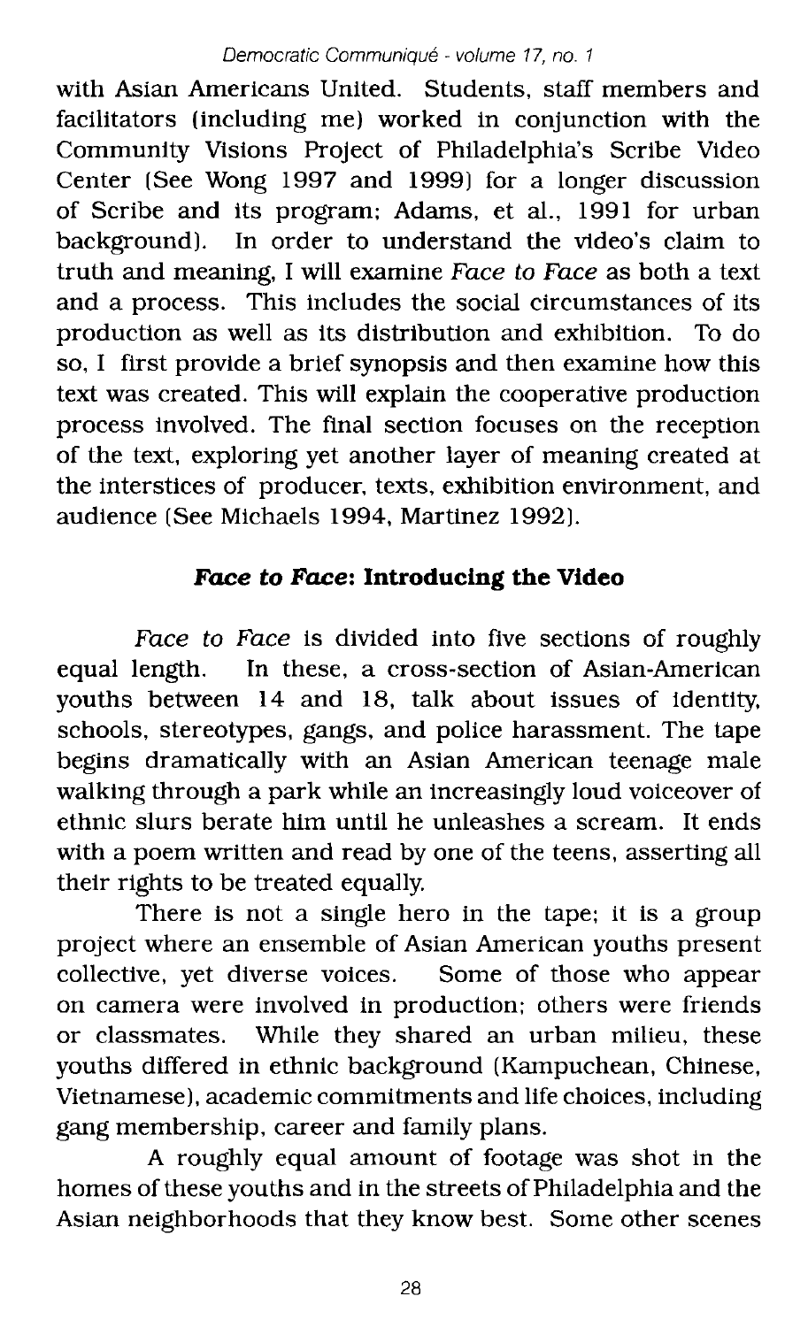with Asian Americans United. Students, staff members and facilitators (including me) worked in conjunction with the Community Visions Project of Philadelphia's Scribe Video Center (See Wong 1997 and 1999) for a longer discussion of Scribe and its program; Adams, et al., 1991 for urban background). In order to understand the video's claim to truth and meaning, I will examine *Face to Face* as both a text and a process. This includes the social circumstances of its production as well as its distribution and exhibition. To do so, I first provide a brief synopsis and then examine how this text was created. This will explain the cooperative production process involved. The final section focuses on the reception of the text, exploring yet another layer of meaning created at the interstices of producer, texts, exhibition environment, and audience (See Michaels 1994, Martinez 1992).

## *Face to Face*: Introducing the Video

*Face to Face* is divided into five sections of roughly equal length. In these, a cross-section of Asian-American youths between 14 and 18, talk about issues of identity, schools, stereotypes, gangs, and police harassment. The tape begins dramatically with an Asian American teenage male walking through a park while an increasingly loud voiceover of ethnic slurs berate him until he unleashes a scream. It ends with a poem written and read by one of the teens, asserting all their rights to be treated equally.

There is not a single hero in the tape; it is a group project where an ensemble of Asian American youths present collective, yet diverse voices. Some of those who appear on camera were involved in production; others were friends or classmates. While they shared an urban milieu, these youths differed in ethnic background (Kampuchean, Chinese, Vietnamese), academic commitments and life choices, including gang membership, career and family plans.

A roughly equal amount of footage was shot in the homes of these youths and in the streets of Philadelphia and the Asian neighborhoods that they know best. Some other scenes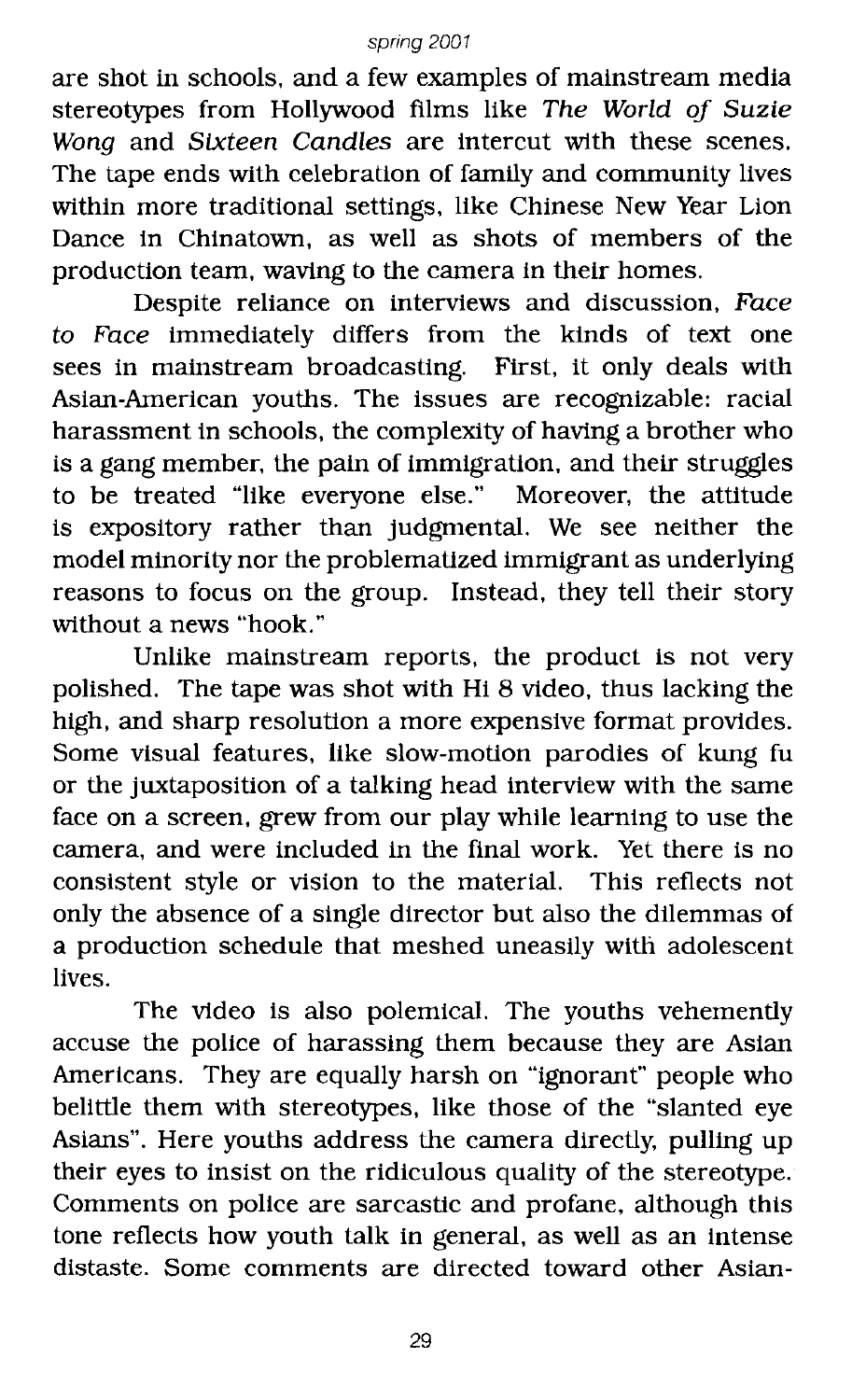are shot in schools, and a few examples of mainstream media stereotypes from Hollywood films like *The World of Suzie Wong* and *Sixteen Candles* are intercut with these scenes. The tape ends with celebration of family and community lives within more traditional settings, like Chinese New Year Lion Dance in Chinatown, as well as shots of members of the production team, waving to the camera in their homes.

Despite reliance on interviews and discussion, *Face to Face* immediately differs from the kinds of text one sees in mainstream broadcasting. First, it only deals with Asian-American youths. The issues are recognizable: racial harassment in schools, the complexity of having a brother who is a gang member, the pain of immigration, and their struggles to be treated "like everyone else." Moreover, the attitude is expository rather than judgmental. We see neither the model minority nor the problematized immigrant as underlying reasons to focus on the group. Instead, they tell their story without a news "hook."

Unlike mainstream reports, the product is not very polished. The tape was shot with Hi 8 video, thus lacking the high, and sharp resolution a more expensive format provides. Some visual features, like slow-motion parodies of kung fu or the juxtaposition of a talking head interview with the same face on a screen, grew from our play while learning to use the camera, and were included in the final work. Yet there is no consistent style or vision to the material. This reflects not only the absence of a single director but also the dilemmas of a production schedule that meshed uneasily with adolescent lives.

The video is also polemical. The youths vehemently accuse the police of harassing them because they are Asian Americans. They are equally harsh on "ignorant" people who belittle them with stereotypes, like those of the "slanted eye Asians". Here youths address the camera directly, pulling up their eyes to insist on the ridiculous quality of the stereotype. Comments on police are sarcastic and profane, although this tone reflects how youth talk in general, as well as an intense distaste. Some comments are directed toward other Asian-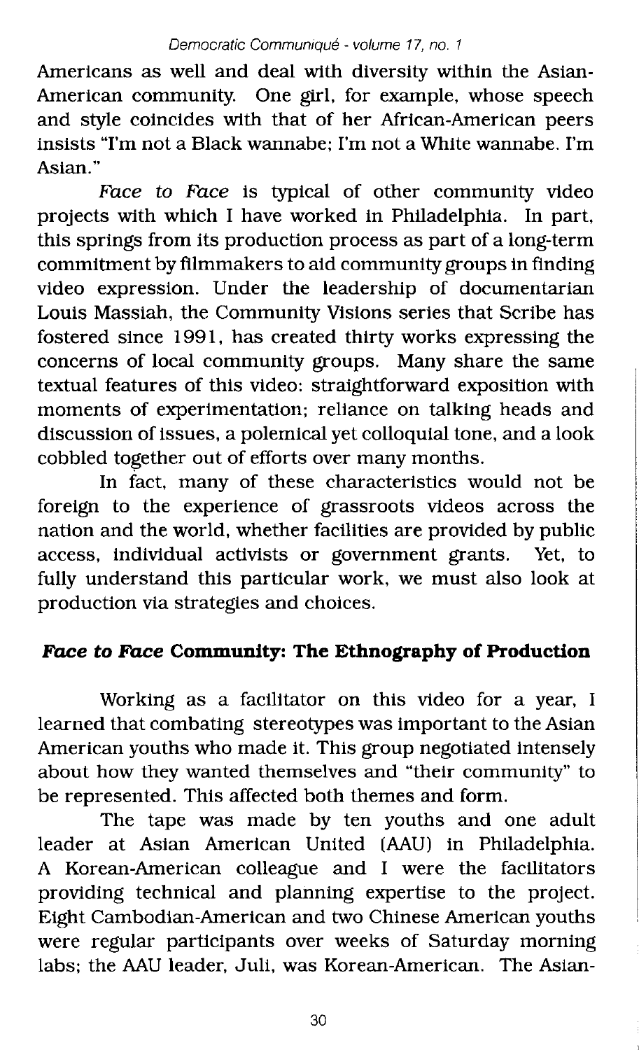Americans as well and deal with diversity within the Asian-American community. One girl, for example, whose speech and style coincides with that of her African-American peers insists "I'm not a Black wannabe; I'm not a White wannabe. I'm Asian."

*Face to Face* is typical of other community video projects with which I have worked in Philadelphia. In part, this springs from its production process as part of a long-term commitment by filmmakers to aid community groups in finding video expression. Under the leadership of documentarian Louis Massiah, the Community Visions series that Scribe has fostered since 1991, has created thirty works expressing the concerns of local community groups. Many share the same textual features of this video: straightforward exposition with moments of experimentation; reliance on talking heads and discussion of issues, a polemical yet colloquial tone, and a look cobbled together out of efforts over many months.

In fact, many of these characteristics would not be foreign to the experience of grassroots videos across the nation and the world, whether facilities are provided by public access, individual activists or government grants. Yet, to fully understand this particular work, we must also look at production via strategies and choices.

## *Face to Face* Community: The Ethnography of Production

Working as a facilitator on this video for a year, I learned that combating stereotypes was important to the Asian American youths who made it. This group negotiated intensely about how they wanted themselves and "their community" to be represented. This affected both themes and form.

The tape was made by ten youths and one adult leader at Asian American United (AAU) in Philadelphia. A Korean-American colleague and I were the facilitators providing technical and planning expertise to the project. Eight Cambodian-American and two Chinese American youths were regular participants over weeks of Saturday morning labs; the AAU leader, Juli, was Korean-American. The Asian-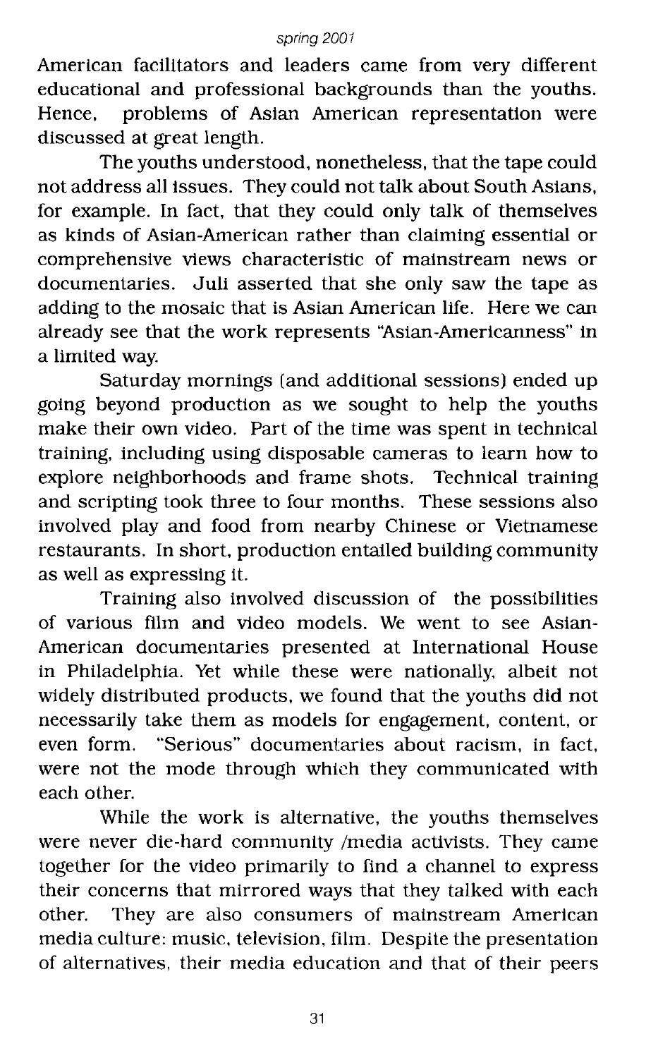American facilitators and leaders came from very different educational and professional backgrounds than the youths. Hence, problems of Asian American representation were discussed at great length.

The youths understood, nonetheless, that the tape could not address all issues. They could not talk about South Asians, for example. In fact, that they could only talk of themselves as kinds of Asian-American rather than claiming essential or comprehensive views characteristic of mainstream news or documentaries. Juli asserted that she only saw the tape as adding to the mosaic that is Asian American life. Here we can already see that the work represents "Asian-Americanness" in a limited way.

Saturday mornings (and additional sessions) ended up going beyond production as we sought to help the youths make their own video. Part of the time was spent in technical training, including using disposable cameras to learn how to explore neighborhoods and frame shots. Technical training and scripting took three to four months. These sessions also involved play and food from nearby Chinese or Vietnamese restaurants. In short, production entailed building community as well as expressing it.

Training also involved discussion of the possibilities of various film and video models. We went to see Asian-American documentaries presented at International House in Philadelphia. Yet while these were nationally, albeit not widely distributed products, we found that the youths did not necessarily take them as models for engagement, content, or even form. "Serious" documentaries about racism, in fact, were not the mode through which they communicated with each other.

While the work is alternative, the youths themselves were never die-hard community /media activists. They came together for the video primarily to find a channel to express their concerns that mirrored ways that they talked with each other. They are also consumers of mainstream American media culture: music, television, film. Despite the presentation of alternatives, their media education and that of their peers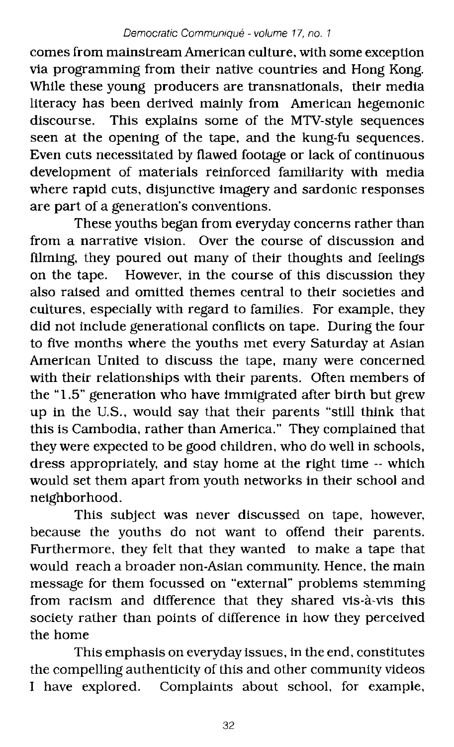comes from mainstream American culture, with some exception via programming from their native countries and Hong Kong. While these young producers are transnationals, their media literacy has been derived mainly from American hegemonic discourse. This explains some of the MTV-style sequences seen at the opening of the tape, and the kung-fu sequences. Even cuts necessitated by flawed footage or lack of continuous development of materials reinforced familiarity with media where rapid cuts, disjunctive imagery and sardonic responses are part of a generation's conventions.

These youths began from everyday concerns rather than from a narrative vision. Over the course of discussion and filming, they poured out many of their thoughts and feelings on the tape. However, in the course of this discussion they also raised and omitted themes central to their societies and cultures, especially with regard to families. For example, they did not include generational conflicts on tape. During the four to five months where the youths met every Saturday at Asian American United to discuss the tape, many were concerned with their relationships with their parents. Often members of the "1.5" generation who have immigrated after birth but grew up in the U.S., would say that their parents "still think that this is Cambodia, rather than America." They complained that they were expected to be good children, who do well in schools, dress appropriately, and stay home at the right time -- which would set them apart from youth networks in their school and neighborhood.

This subject was never discussed on tape, however, because the youths do not want to offend their parents. Furthermore, they felt that they wanted to make a tape that would reach a broader non-Asian community. Hence, the main message for them focussed on "external" problems stemming from racism and difference that they shared vis-à-vis this society rather than points of difference in how they perceived the home

This emphasis on everyday issues, in the end, constitutes the compelling authenticity of this and other community videos I have explored. Complaints about school, for example,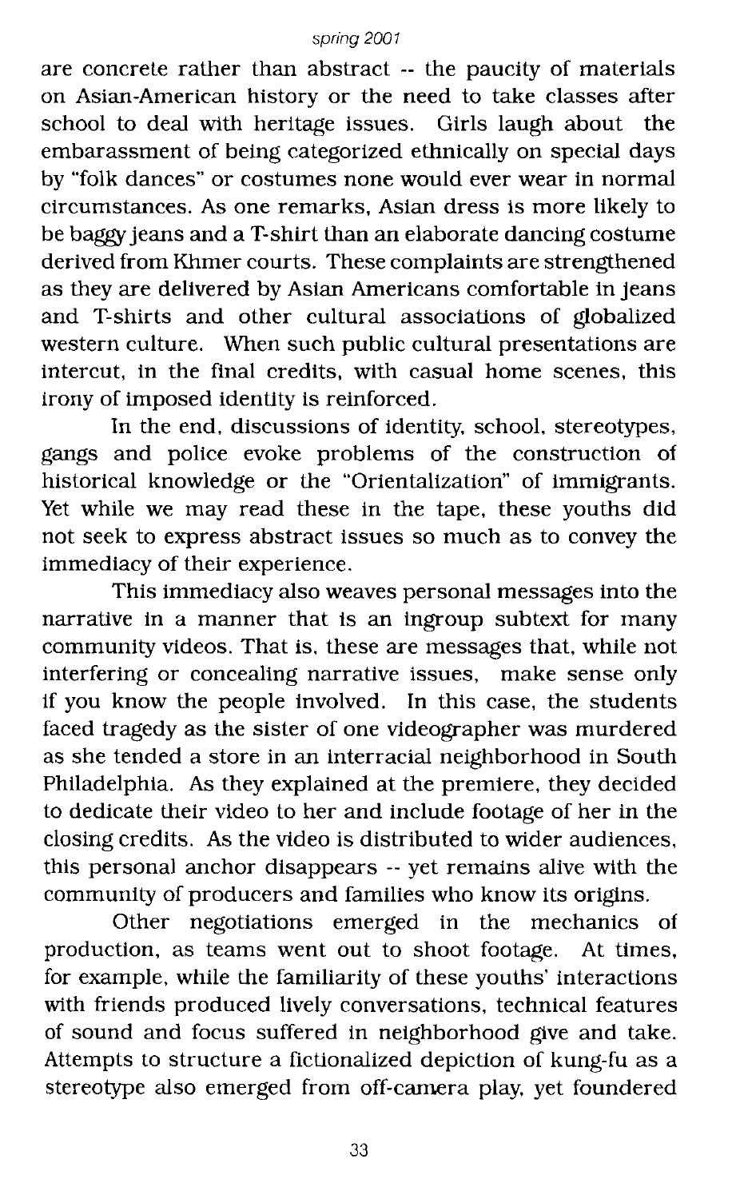are concrete rather than abstract -- the paucity of materials on Asian-American history or the need to take classes after school to deal with heritage issues. Girls laugh about the embarassment of being categorized ethnically on special days by "folk dances" or costumes none would ever wear in normal circumstances. As one remarks, Asian dress is more likely to be baggy jeans and a T-shirt than an elaborate dancing costume derived from Khmer courts. These complaints are strengthened as they are delivered by Asian Americans comfortable in jeans and T-shirts and other cultural associations of globalized western culture. When such public cultural presentations are intercut, in the final credits, with casual home scenes, this irony of imposed identity is reinforced.

In the end, discussions of identity, school, stereotypes, gangs and police evoke problems of the construction of historical knowledge or the "Orientalization" of immigrants. Yet while we may read these in the tape, these youths did not seek to express abstract issues so much as to convey the immediacy of their experience.

This immediacy also weaves personal messages into the narrative in a manner that is an ingroup subtext for many community videos. That is, these are messages that, while not interfering or concealing narrative issues, make sense only if you know the people involved. In this case, the students faced tragedy as the sister of one videographer was murdered as she tended a store in an interracial neighborhood in South Philadelphia. As they explained at the premiere, they decided to dedicate their video to her and include footage of her in the closing credits. As the video is distributed to wider audiences, this personal anchor disappears -- yet remains alive with the community of producers and families who know its origins.

Other negotiations emerged in the mechanics of production, as teams went out to shoot footage. At times, for example, while the familiarity of these youths' interactions with friends produced lively conversations, technical features of sound and focus suffered in neighborhood give and take. Attempts to structure a fictionalized depiction of kung-fu as a stereotype also emerged from off-camera play, yet foundered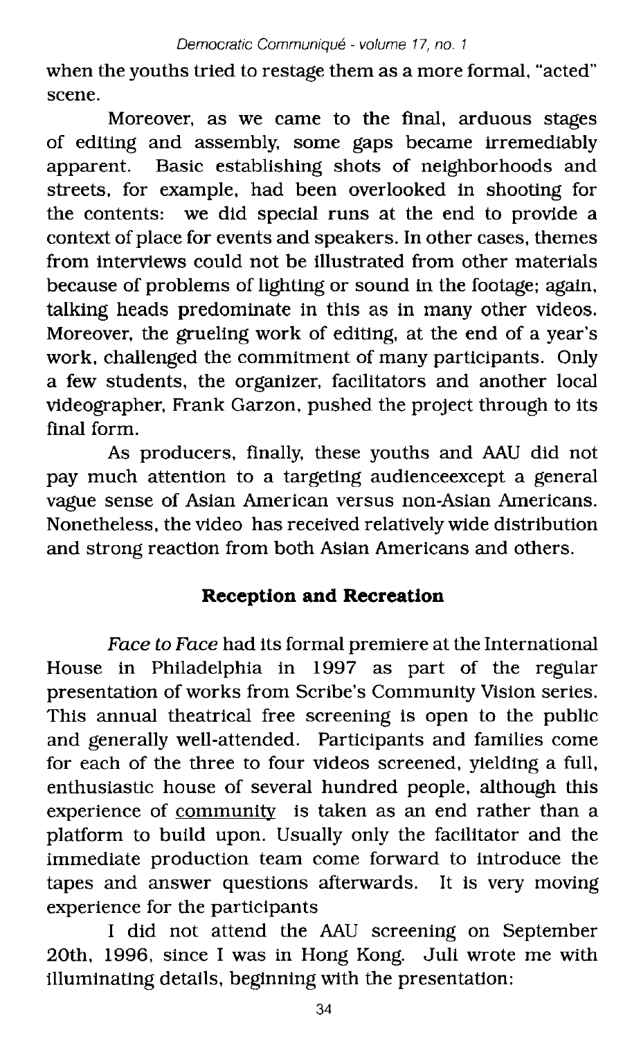when the youths tried to restage them as a more formal, "acted" scene.

Moreover, as we came to the final, arduous stages of editing and assembly, some gaps became irremediably apparent. Basic establishing shots of neighborhoods and streets, for example, had been overlooked in shooting for the contents: we did special runs at the end to provide a context of place for events and speakers. In other cases, themes from interviews could not be illustrated from other materials because of problems of lighting or sound in the footage; again, talking heads predominate in this as in many other videos. Moreover, the grueling work of editing, at the end of a year's work, challenged the commitment of many participants. Only a few students, the organizer, facilitators and another local videographer, Frank Garzon, pushed the project through to its final form.

As producers, finally, these youths and AAU did not pay much attention to a targeting audienceexcept a general vague sense of Asian American versus non-Asian Americans. Nonetheless, the video has received relatively wide distribution and strong reaction from both Asian Americans and others.

## Reception and Recreation

*Face to Face* had its formal premiere at the International House in Philadelphia in 1997 as part of the regular presentation of works from Scribe's Community Vision series. This annual theatrical free screening is open to the public and generally well-attended. Participants and families come for each of the three to four videos screened, yielding a full, enthusiastic house of several hundred people, although this experience of community is taken as an end rather than a platform to build upon. Usually only the facilitator and the immediate production team come forward to introduce the tapes and answer questions afterwards. It is very moving experience for the participants

I did not attend the AAU screening on September 20th, 1996, since I was in Hong Kong. Juli wrote me with illuminating details, beginning with the presentation: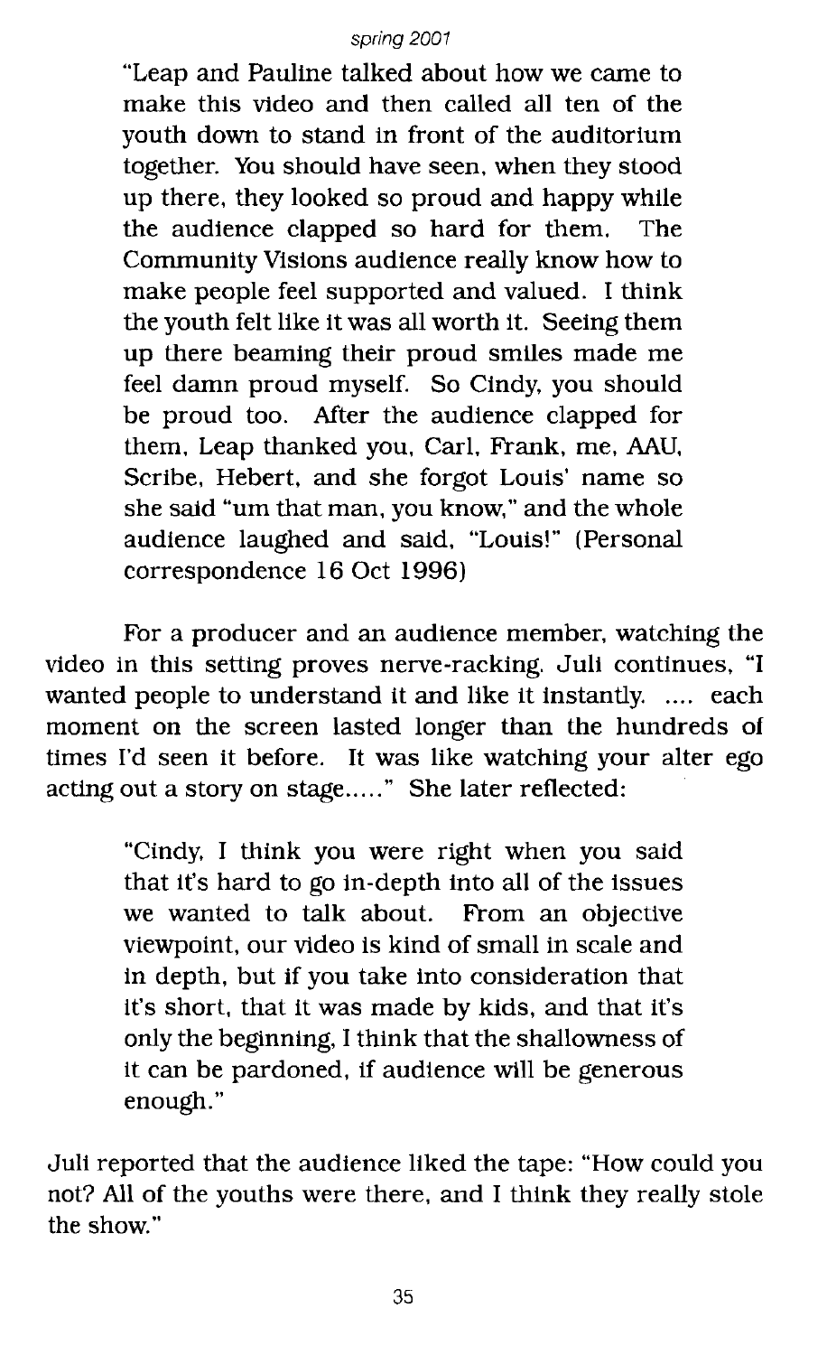> "Leap and Pauline talked about how we came to make this video and then called all ten of the youth down to stand in front of the auditorium together. You should have seen, when they stood up there, they looked so proud and happy while the audience clapped so hard for them. The Community Visions audience really know how to make people feel supported and valued. I think the youth felt like it was all worth it. Seeing them up there beaming their proud smiles made me feel damn proud myself. So Cindy, you should be proud too. After the audience clapped for them, Leap thanked you, Carl, Frank, me, AAU, Scribe, Hebert, and she forgot Louis' name so she said "um that man, you know," and the whole audience laughed and said, "Louis!" (Personal correspondence 16 Oct 1996)

For a producer and an audience member, watching the video in this setting proves nerve-racking. Juli continues, "I wanted people to understand it and like it instantly. .... each moment on the screen lasted longer than the hundreds of times I'd seen it before. It was like watching your alter ego acting out a story on stage....." She later reflected:

> "Cindy, I think you were right when you said that it's hard to go in-depth into all of the issues we wanted to talk about. From an objective viewpoint, our video is kind of small in scale and in depth, but if you take into consideration that it's short, that it was made by kids, and that it's only the beginning, I think that the shallowness of it can be pardoned, if audience will be generous enough."

Juli reported that the audience liked the tape: "How could you not? All of the youths were there, and I think they really stole the show."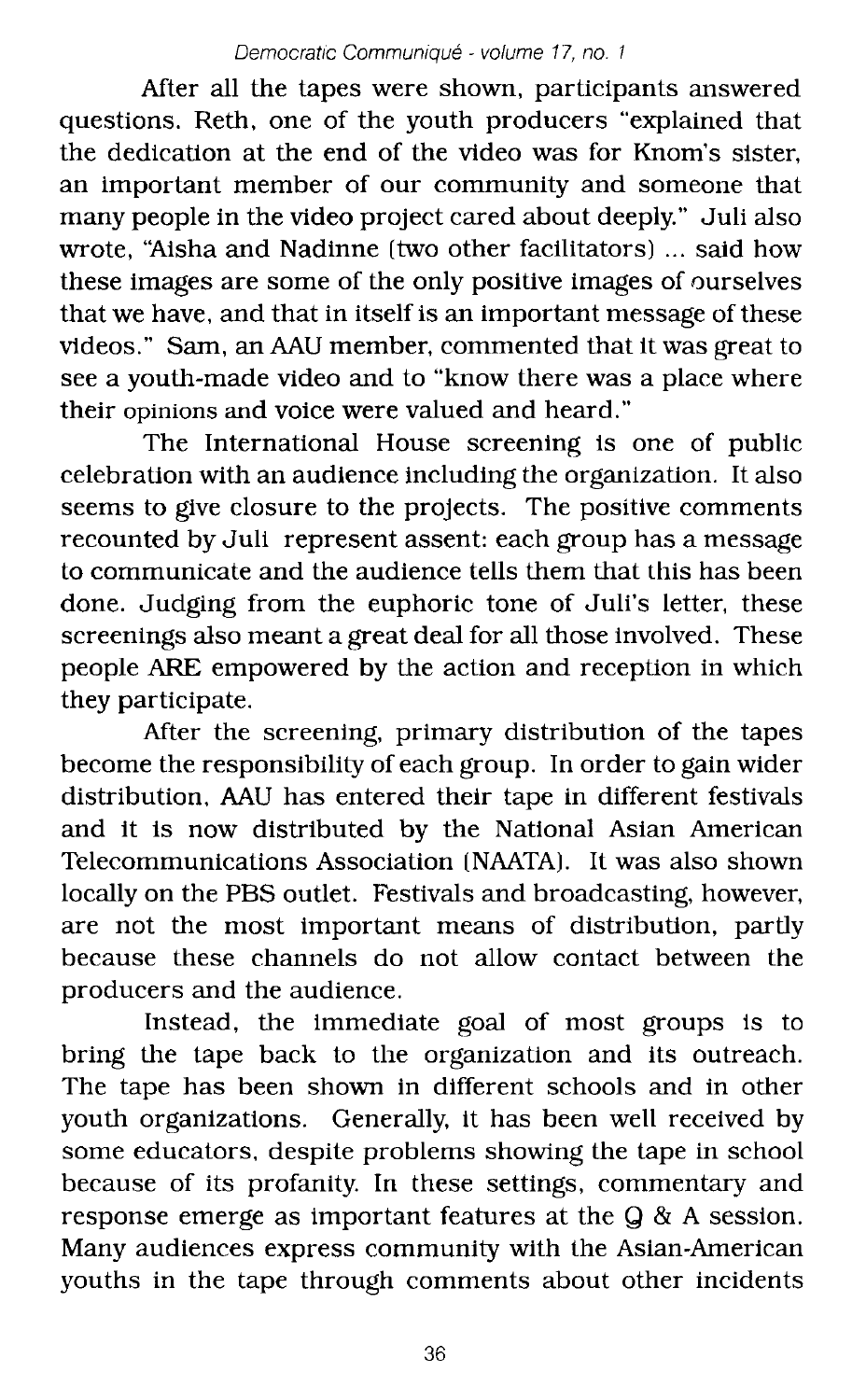After all the tapes were shown, participants answered questions. Reth, one of the youth producers "explained that the dedication at the end of the video was for Knom's sister, an important member of our community and someone that many people in the video project cared about deeply." Juli also wrote, "Aisha and Nadinne (two other facilitators) ... said how these images are some of the only positive images of ourselves that we have, and that in itself is an important message of these videos." Sam, an AAU member, commented that it was great to see a youth-made video and to "know there was a place where their opinions and voice were valued and heard."

The International House screening is one of public celebration with an audience including the organization. It also seems to give closure to the projects. The positive comments recounted by Juli represent assent: each group has a message to communicate and the audience tells them that this has been done. Judging from the euphoric tone of Juli's letter, these screenings also meant a great deal for all those involved. These people ARE empowered by the action and reception in which they participate.

After the screening, primary distribution of the tapes become the responsibility of each group. In order to gain wider distribution, AAU has entered their tape in different festivals and it is now distributed by the National Asian American Telecommunications Association (NAATA). It was also shown locally on the PBS outlet. Festivals and broadcasting, however, are not the most important means of distribution, partly because these channels do not allow contact between the producers and the audience.

Instead, the immediate goal of most groups is to bring the tape back to the organization and its outreach. The tape has been shown in different schools and in other youth organizations. Generally, it has been well received by some educators, despite problems showing the tape in school because of its profanity. In these settings, commentary and response emerge as important features at the Q & A session. Many audiences express community with the Asian-American youths in the tape through comments about other incidents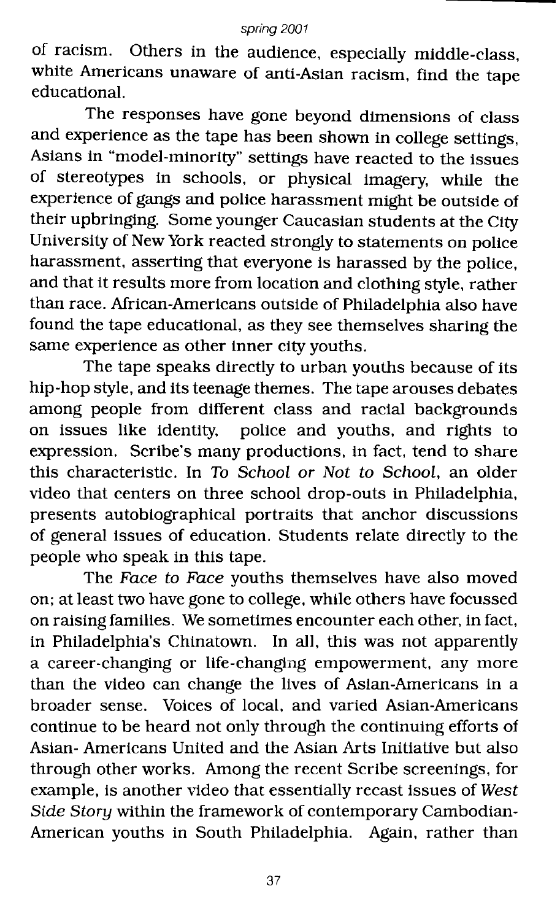of racism. Others in the audience, especially middle-class, white Americans unaware of anti-Asian racism, find the tape educational.

The responses have gone beyond dimensions of class and experience as the tape has been shown in college settings, Asians in "model-minority" settings have reacted to the issues of stereotypes in schools, or physical imagery, while the experience of gangs and police harassment might be outside of their upbringing. Some younger Caucasian students at the City University of New York reacted strongly to statements on police harassment, asserting that everyone is harassed by the police, and that it results more from location and clothing style, rather than race. African-Americans outside of Philadelphia also have found the tape educational, as they see themselves sharing the same experience as other inner city youths.

The tape speaks directly to urban youths because of its hip-hop style, and its teenage themes. The tape arouses debates among people from different class and racial backgrounds on issues like identity, police and youths, and rights to expression. Scribe's many productions, in fact, tend to share this characteristic. In *To School or Not to School*, an older video that centers on three school drop-outs in Philadelphia, presents autobiographical portraits that anchor discussions of general issues of education. Students relate directly to the people who speak in this tape.

The *Face to Face* youths themselves have also moved on; at least two have gone to college, while others have focussed on raising families. We sometimes encounter each other, in fact, in Philadelphia's Chinatown. In all, this was not apparently a career-changing or life-changing empowerment, any more than the video can change the lives of Asian-Americans in a broader sense. Voices of local, and varied Asian-Americans continue to be heard not only through the continuing efforts of Asian- Americans United and the Asian Arts Initiative but also through other works. Among the recent Scribe screenings, for example, is another video that essentially recast issues of *West Side Story* within the framework of contemporary Cambodian-American youths in South Philadelphia. Again, rather than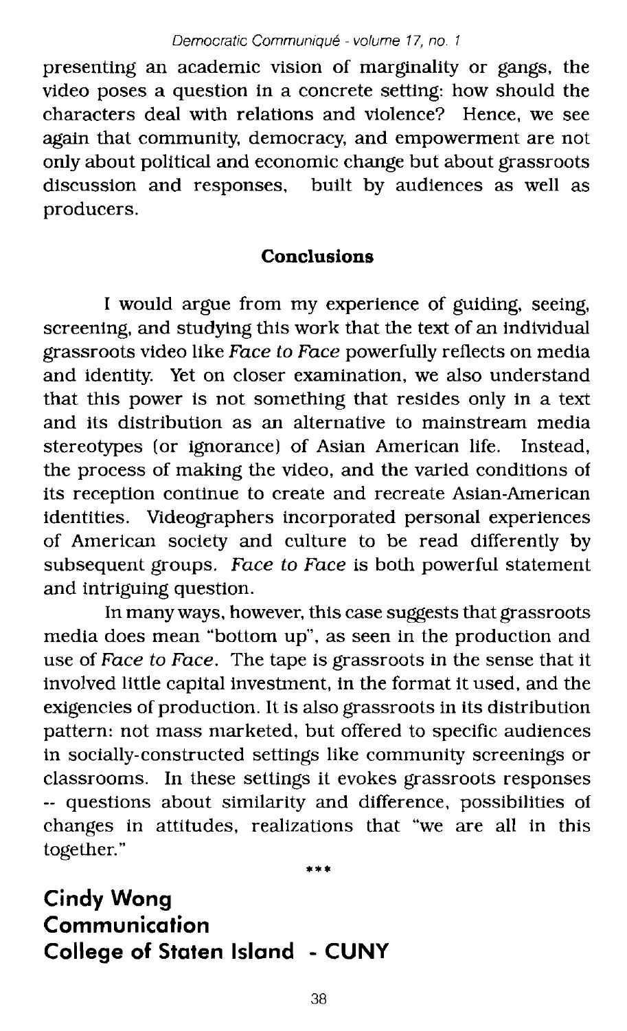presenting an academic vision of marginality or gangs, the video poses a question in a concrete setting: how should the characters deal with relations and violence? Hence, we see again that community, democracy, and empowerment are not only about political and economic change but about grassroots discussion and responses, built by audiences as well as producers.

## Conclusions

I would argue from my experience of guiding, seeing, screening, and studying this work that the text of an individual grassroots video like *Face to Face* powerfully reflects on media and identity. Yet on closer examination, we also understand that this power is not something that resides only in a text and its distribution as an alternative to mainstream media stereotypes (or ignorance) of Asian American life. Instead, the process of making the video, and the varied conditions of its reception continue to create and recreate Asian-American identities. Videographers incorporated personal experiences of American society and culture to be read differently by subsequent groups. *Face to Face* is both powerful statement and intriguing question.

In many ways, however, this case suggests that grassroots media does mean "bottom up", as seen in the production and use of *Face to Face*. The tape is grassroots in the sense that it involved little capital investment, in the format it used, and the exigencies of production. It is also grassroots in its distribution pattern: not mass marketed, but offered to specific audiences in socially-constructed settings like community screenings or classrooms. In these settings it evokes grassroots responses -- questions about similarity and difference, possibilities of changes in attitudes, realizations that "we are all in this together."

***

**Cindy Wong**
**Communication**
**College of Staten Island - CUNY**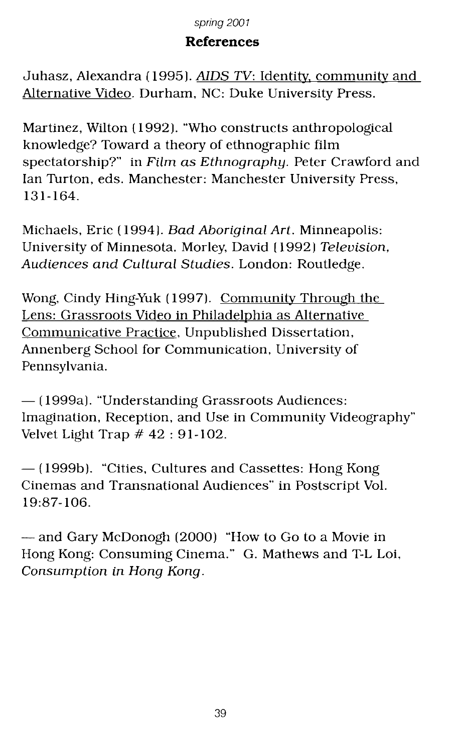## References

Juhasz, Alexandra (1995). <u>*AIDS TV*: Identity, community and Alternative Video</u>. Durham, NC: Duke University Press.

Martinez, Wilton (1992). "Who constructs anthropological knowledge? Toward a theory of ethnographic film spectatorship?" in *Film as Ethnography*. Peter Crawford and Ian Turton, eds. Manchester: Manchester University Press, 131-164.

Michaels, Eric (1994). *Bad Aboriginal Art*. Minneapolis: University of Minnesota. Morley, David (1992) *Television, Audiences and Cultural Studies*. London: Routledge.

Wong, Cindy Hing-Yuk (1997). <u>Community Through the Lens: Grassroots Video in Philadelphia as Alternative Communicative Practice</u>, Unpublished Dissertation, Annenberg School for Communication, University of Pennsylvania.

— (1999a). "Understanding Grassroots Audiences: Imagination, Reception, and Use in Community Videography" Velvet Light Trap # 42 : 91-102.

— (1999b). "Cities, Cultures and Cassettes: Hong Kong Cinemas and Transnational Audiences" in Postscript Vol. 19:87-106.

— and Gary McDonogh (2000) "How to Go to a Movie in Hong Kong: Consuming Cinema." G. Mathews and T-L Loi, *Consumption in Hong Kong*.